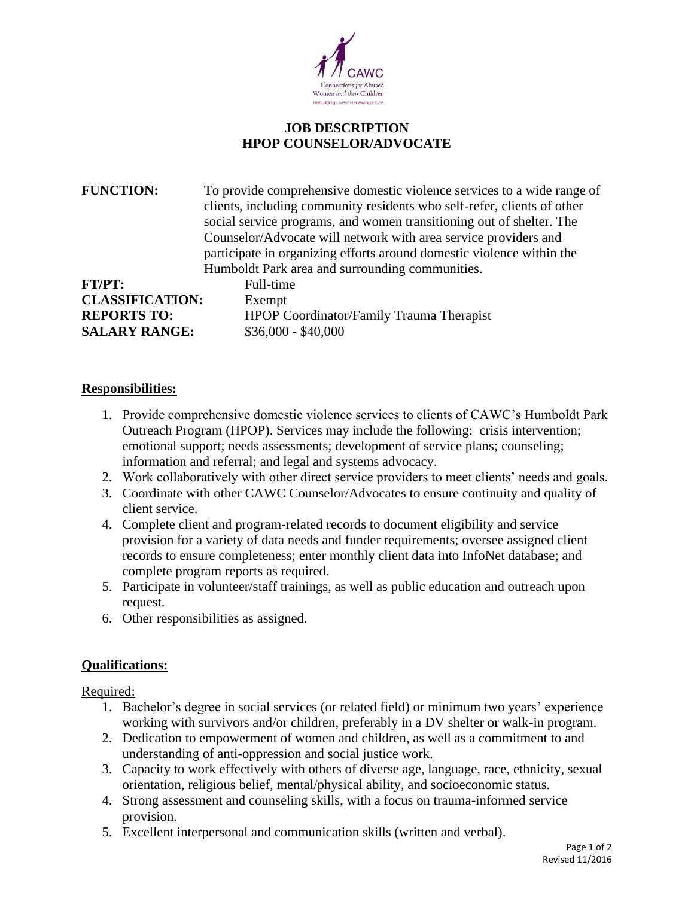CAWC

Connections *for* Abused Women *and their* Children

Rebuilding Lives, Renewing Hope.

# JOB DESCRIPTION
# HPOP COUNSELOR/ADVOCATE

**FUNCTION:** To provide comprehensive domestic violence services to a wide range of clients, including community residents who self-refer, clients of other social service programs, and women transitioning out of shelter. The Counselor/Advocate will network with area service providers and participate in organizing efforts around domestic violence within the Humboldt Park area and surrounding communities.

**FT/PT:** Full-time

**CLASSIFICATION:** Exempt

**REPORTS TO:** HPOP Coordinator/Family Trauma Therapist

**SALARY RANGE:** $36,000 - $40,000

## Responsibilities:

1. Provide comprehensive domestic violence services to clients of CAWC's Humboldt Park Outreach Program (HPOP). Services may include the following: crisis intervention; emotional support; needs assessments; development of service plans; counseling; information and referral; and legal and systems advocacy.
2. Work collaboratively with other direct service providers to meet clients' needs and goals.
3. Coordinate with other CAWC Counselor/Advocates to ensure continuity and quality of client service.
4. Complete client and program-related records to document eligibility and service provision for a variety of data needs and funder requirements; oversee assigned client records to ensure completeness; enter monthly client data into InfoNet database; and complete program reports as required.
5. Participate in volunteer/staff trainings, as well as public education and outreach upon request.
6. Other responsibilities as assigned.

## Qualifications:

Required:

1. Bachelor's degree in social services (or related field) or minimum two years' experience working with survivors and/or children, preferably in a DV shelter or walk-in program.
2. Dedication to empowerment of women and children, as well as a commitment to and understanding of anti-oppression and social justice work.
3. Capacity to work effectively with others of diverse age, language, race, ethnicity, sexual orientation, religious belief, mental/physical ability, and socioeconomic status.
4. Strong assessment and counseling skills, with a focus on trauma-informed service provision.
5. Excellent interpersonal and communication skills (written and verbal).

Revised 11/2016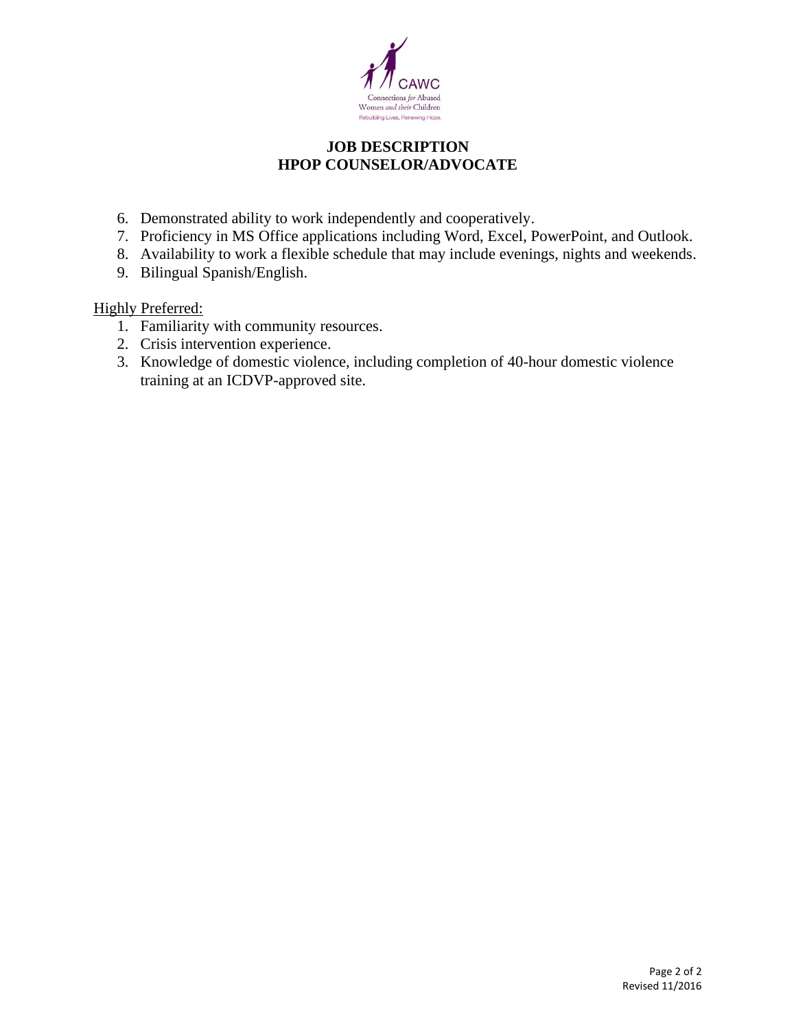# JOB DESCRIPTION
# HPOP COUNSELOR/ADVOCATE

6. Demonstrated ability to work independently and cooperatively.
7. Proficiency in MS Office applications including Word, Excel, PowerPoint, and Outlook.
8. Availability to work a flexible schedule that may include evenings, nights and weekends.
9. Bilingual Spanish/English.

Highly Preferred:

1. Familiarity with community resources.
2. Crisis intervention experience.
3. Knowledge of domestic violence, including completion of 40-hour domestic violence training at an ICDVP-approved site.

Revised 11/2016